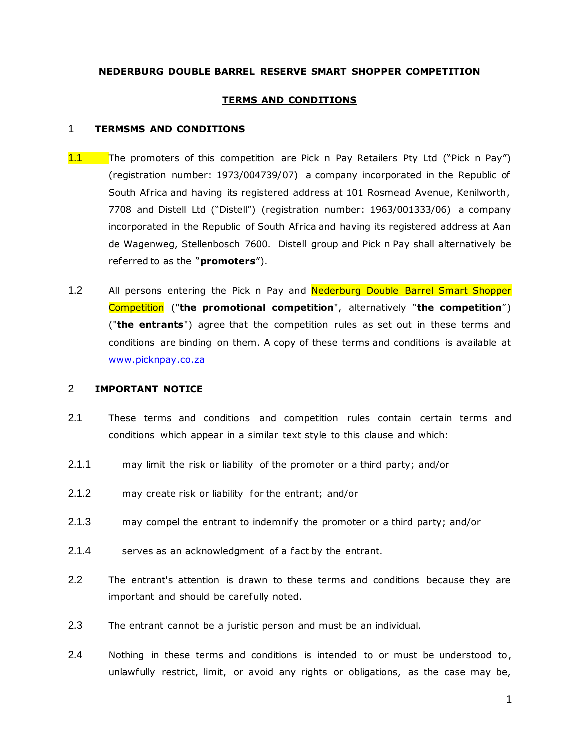**NEDERBURG DOUBLE BARREL RESERVE SMART SHOPPER COMPETITION**

**TERMS AND CONDITIONS**

## 1 TERMSMS AND CONDITIONS

1.1 The promoters of this competition are Pick n Pay Retailers Pty Ltd ("Pick n Pay") (registration number: 1973/004739/07) a company incorporated in the Republic of South Africa and having its registered address at 101 Rosmead Avenue, Kenilworth, 7708 and Distell Ltd ("Distell") (registration number: 1963/001333/06) a company incorporated in the Republic of South Africa and having its registered address at Aan de Wagenweg, Stellenbosch 7600. Distell group and Pick n Pay shall alternatively be referred to as the "**promoters**").

1.2 All persons entering the Pick n Pay and Nederburg Double Barrel Smart Shopper Competition ("**the promotional competition**", alternatively "**the competition**") ("**the entrants**") agree that the competition rules as set out in these terms and conditions are binding on them. A copy of these terms and conditions is available at www.picknpay.co.za

## 2 IMPORTANT NOTICE

2.1 These terms and conditions and competition rules contain certain terms and conditions which appear in a similar text style to this clause and which:

2.1.1 may limit the risk or liability of the promoter or a third party; and/or

2.1.2 may create risk or liability for the entrant; and/or

2.1.3 may compel the entrant to indemnify the promoter or a third party; and/or

2.1.4 serves as an acknowledgment of a fact by the entrant.

2.2 The entrant's attention is drawn to these terms and conditions because they are important and should be carefully noted.

2.3 The entrant cannot be a juristic person and must be an individual.

2.4 Nothing in these terms and conditions is intended to or must be understood to, unlawfully restrict, limit, or avoid any rights or obligations, as the case may be,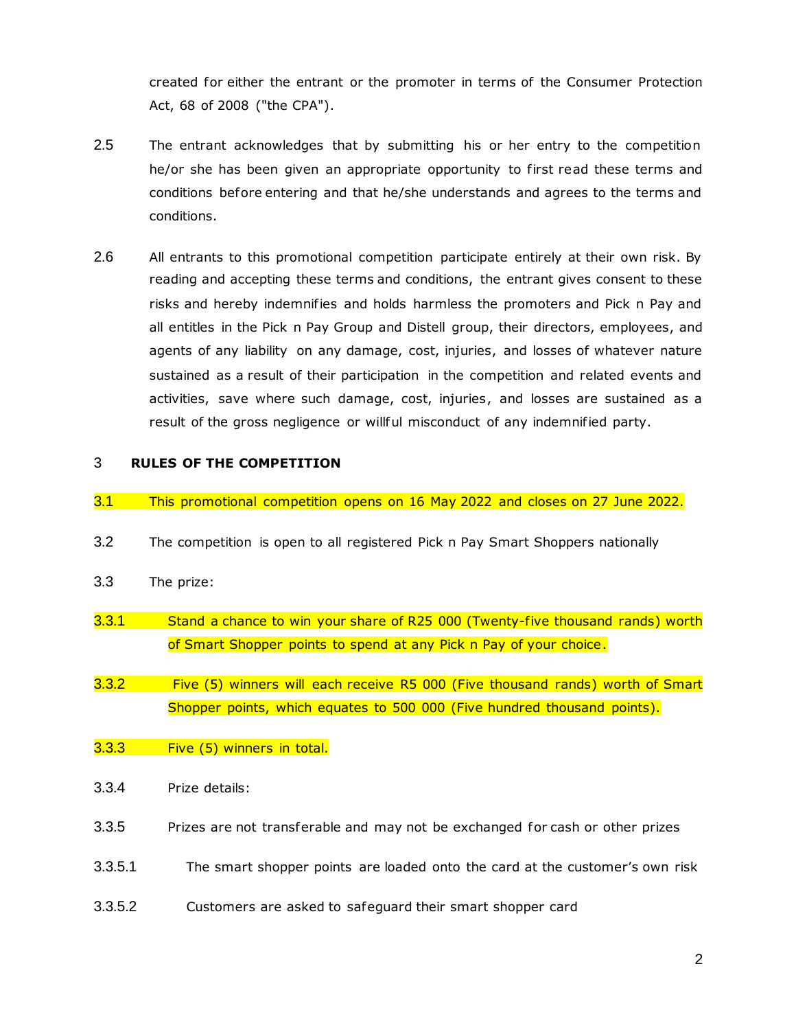created for either the entrant or the promoter in terms of the Consumer Protection Act, 68 of 2008 ("the CPA").

2.5 The entrant acknowledges that by submitting his or her entry to the competition he/or she has been given an appropriate opportunity to first read these terms and conditions before entering and that he/she understands and agrees to the terms and conditions.

2.6 All entrants to this promotional competition participate entirely at their own risk. By reading and accepting these terms and conditions, the entrant gives consent to these risks and hereby indemnifies and holds harmless the promoters and Pick n Pay and all entitles in the Pick n Pay Group and Distell group, their directors, employees, and agents of any liability on any damage, cost, injuries, and losses of whatever nature sustained as a result of their participation in the competition and related events and activities, save where such damage, cost, injuries, and losses are sustained as a result of the gross negligence or willful misconduct of any indemnified party.

## 3 RULES OF THE COMPETITION

3.1 This promotional competition opens on 16 May 2022 and closes on 27 June 2022.

3.2 The competition is open to all registered Pick n Pay Smart Shoppers nationally

3.3 The prize:

3.3.1 Stand a chance to win your share of R25 000 (Twenty-five thousand rands) worth of Smart Shopper points to spend at any Pick n Pay of your choice.

3.3.2 Five (5) winners will each receive R5 000 (Five thousand rands) worth of Smart Shopper points, which equates to 500 000 (Five hundred thousand points).

3.3.3 Five (5) winners in total.

3.3.4 Prize details:

3.3.5 Prizes are not transferable and may not be exchanged for cash or other prizes

3.3.5.1 The smart shopper points are loaded onto the card at the customer's own risk

3.3.5.2 Customers are asked to safeguard their smart shopper card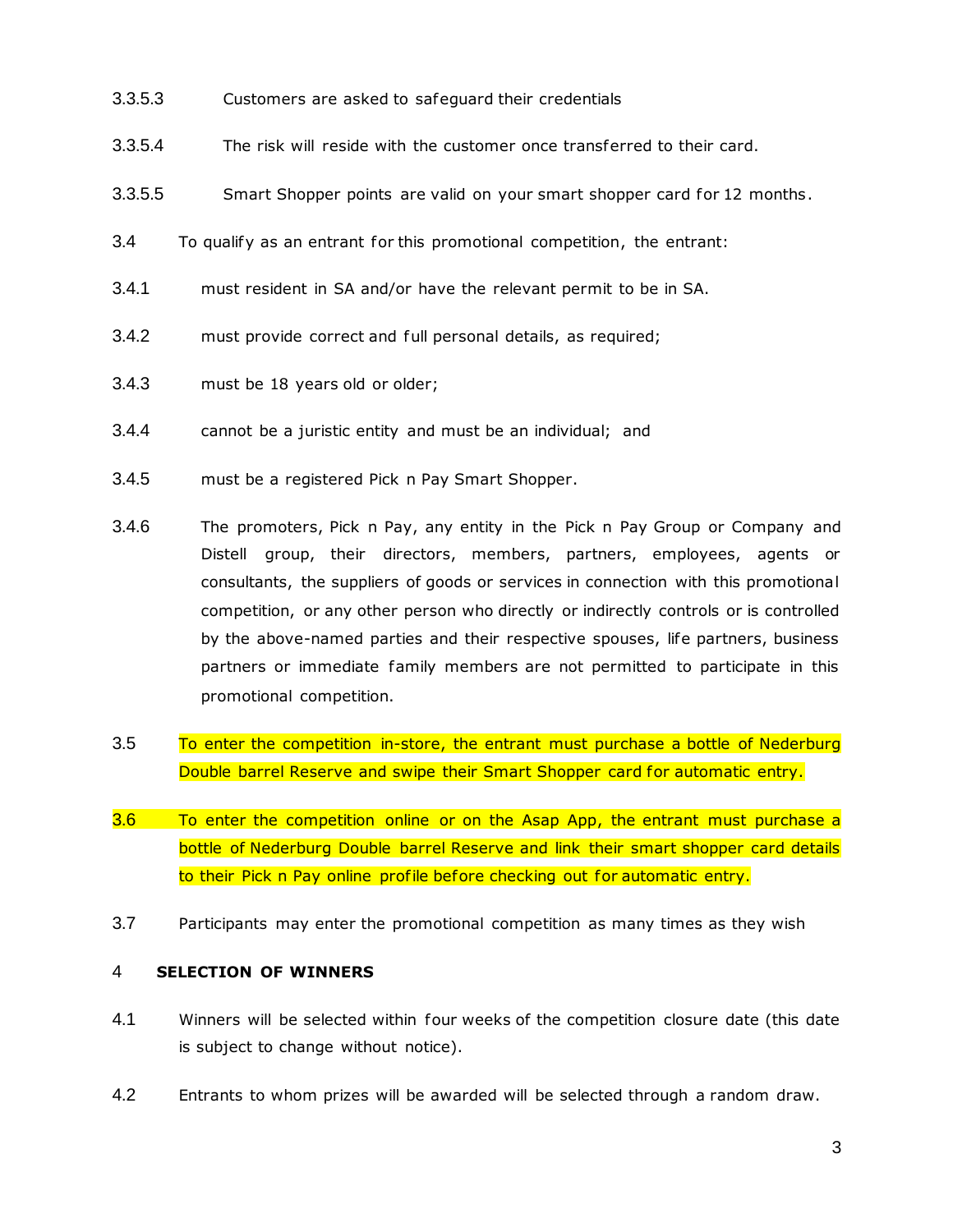3.3.5.3 Customers are asked to safeguard their credentials

3.3.5.4 The risk will reside with the customer once transferred to their card.

3.3.5.5 Smart Shopper points are valid on your smart shopper card for 12 months.

3.4 To qualify as an entrant for this promotional competition, the entrant:

3.4.1 must resident in SA and/or have the relevant permit to be in SA.

3.4.2 must provide correct and full personal details, as required;

3.4.3 must be 18 years old or older;

3.4.4 cannot be a juristic entity and must be an individual; and

3.4.5 must be a registered Pick n Pay Smart Shopper.

3.4.6 The promoters, Pick n Pay, any entity in the Pick n Pay Group or Company and Distell group, their directors, members, partners, employees, agents or consultants, the suppliers of goods or services in connection with this promotional competition, or any other person who directly or indirectly controls or is controlled by the above-named parties and their respective spouses, life partners, business partners or immediate family members are not permitted to participate in this promotional competition.

3.5 To enter the competition in-store, the entrant must purchase a bottle of Nederburg Double barrel Reserve and swipe their Smart Shopper card for automatic entry.

3.6 To enter the competition online or on the Asap App, the entrant must purchase a bottle of Nederburg Double barrel Reserve and link their smart shopper card details to their Pick n Pay online profile before checking out for automatic entry.

3.7 Participants may enter the promotional competition as many times as they wish

## 4 SELECTION OF WINNERS

4.1 Winners will be selected within four weeks of the competition closure date (this date is subject to change without notice).

4.2 Entrants to whom prizes will be awarded will be selected through a random draw.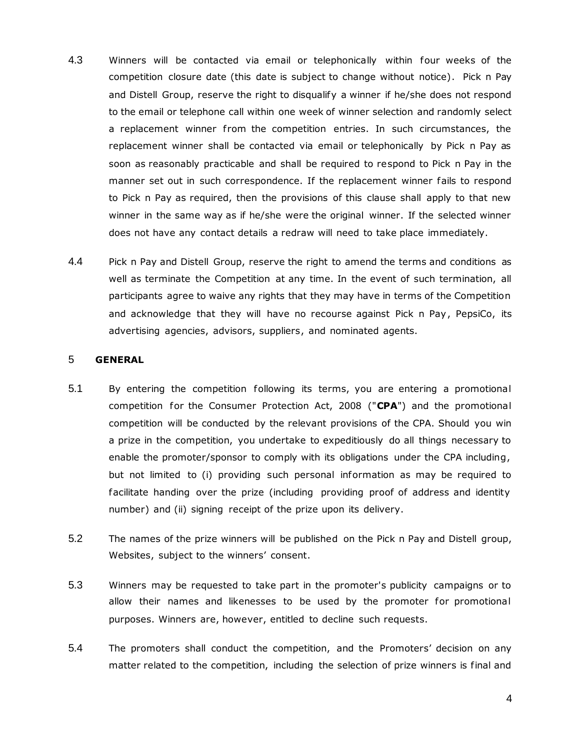4.3 Winners will be contacted via email or telephonically within four weeks of the competition closure date (this date is subject to change without notice). Pick n Pay and Distell Group, reserve the right to disqualify a winner if he/she does not respond to the email or telephone call within one week of winner selection and randomly select a replacement winner from the competition entries. In such circumstances, the replacement winner shall be contacted via email or telephonically by Pick n Pay as soon as reasonably practicable and shall be required to respond to Pick n Pay in the manner set out in such correspondence. If the replacement winner fails to respond to Pick n Pay as required, then the provisions of this clause shall apply to that new winner in the same way as if he/she were the original winner. If the selected winner does not have any contact details a redraw will need to take place immediately.

4.4 Pick n Pay and Distell Group, reserve the right to amend the terms and conditions as well as terminate the Competition at any time. In the event of such termination, all participants agree to waive any rights that they may have in terms of the Competition and acknowledge that they will have no recourse against Pick n Pay, PepsiCo, its advertising agencies, advisors, suppliers, and nominated agents.

## 5 GENERAL

5.1 By entering the competition following its terms, you are entering a promotional competition for the Consumer Protection Act, 2008 ("**CPA**") and the promotional competition will be conducted by the relevant provisions of the CPA. Should you win a prize in the competition, you undertake to expeditiously do all things necessary to enable the promoter/sponsor to comply with its obligations under the CPA including, but not limited to (i) providing such personal information as may be required to facilitate handing over the prize (including providing proof of address and identity number) and (ii) signing receipt of the prize upon its delivery.

5.2 The names of the prize winners will be published on the Pick n Pay and Distell group, Websites, subject to the winners' consent.

5.3 Winners may be requested to take part in the promoter's publicity campaigns or to allow their names and likenesses to be used by the promoter for promotional purposes. Winners are, however, entitled to decline such requests.

5.4 The promoters shall conduct the competition, and the Promoters' decision on any matter related to the competition, including the selection of prize winners is final and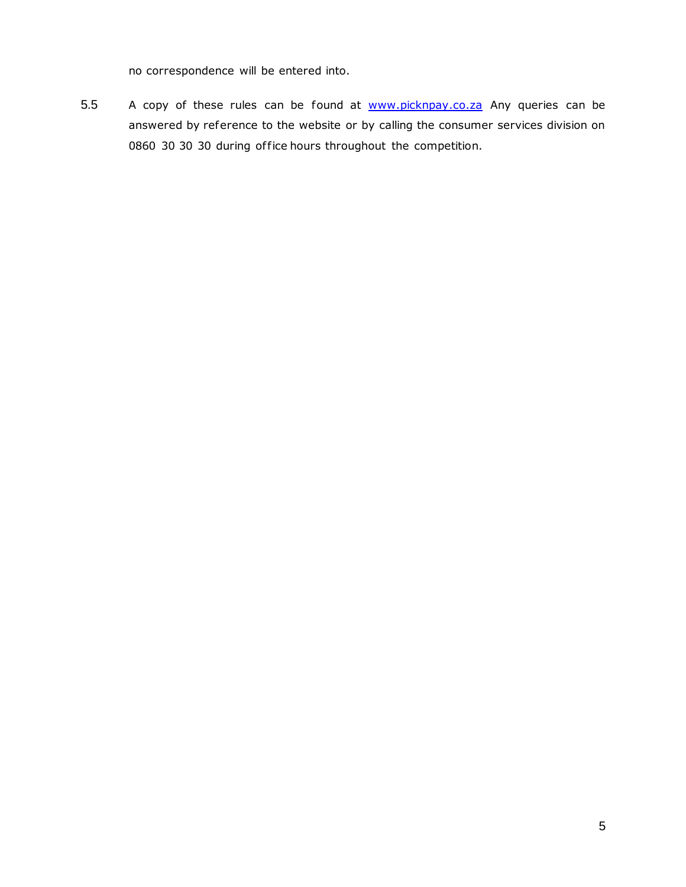no correspondence will be entered into.

5.5 A copy of these rules can be found at [www.picknpay.co.za](http://www.picknpay.co.za) Any queries can be answered by reference to the website or by calling the consumer services division on 0860 30 30 30 during office hours throughout the competition.